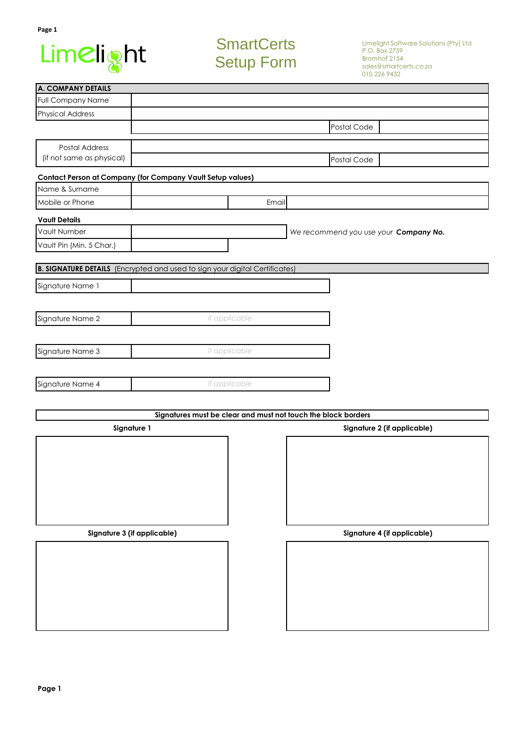Limelight

# SmartCerts Setup Form

Limelight Software Solutions (Pty) Ltd
P.O. Box 2759
Bromhof 2154
sales@smartcerts.co.za
010 226 9432

## A. COMPANY DETAILS

| | | | |
|---|---|---|---|
| Full Company Name | | | |
| Physical Address | | | |
| | | Postal Code | |
| Postal Address (if not same as physical) | | | |
| | | Postal Code | |

**Contact Person at Company (for Company Vault Setup values)**

| | | | |
|---|---|---|---|
| Name & Surname | | | |
| Mobile or Phone | | Email | |

**Vault Details**

| | | |
|---|---|---|
| Vault Number | | *We recommend you use your* ***Company No.*** |
| Vault Pin (Min. 5 Char.) | | |

## B. SIGNATURE DETAILS (Encrypted and used to sign your digital Certificates)

| | |
|---|---|
| Signature Name 1 | |
| Signature Name 2 | *if applicable* |
| Signature Name 3 | *if applicable* |
| Signature Name 4 | *if applicable* |

**Signatures must be clear and must not touch the block borders**

| **Signature 1** | **Signature 2 (if applicable)** |
|---|---|
| | |

| **Signature 3 (if applicable)** | **Signature 4 (if applicable)** |
|---|---|
| | |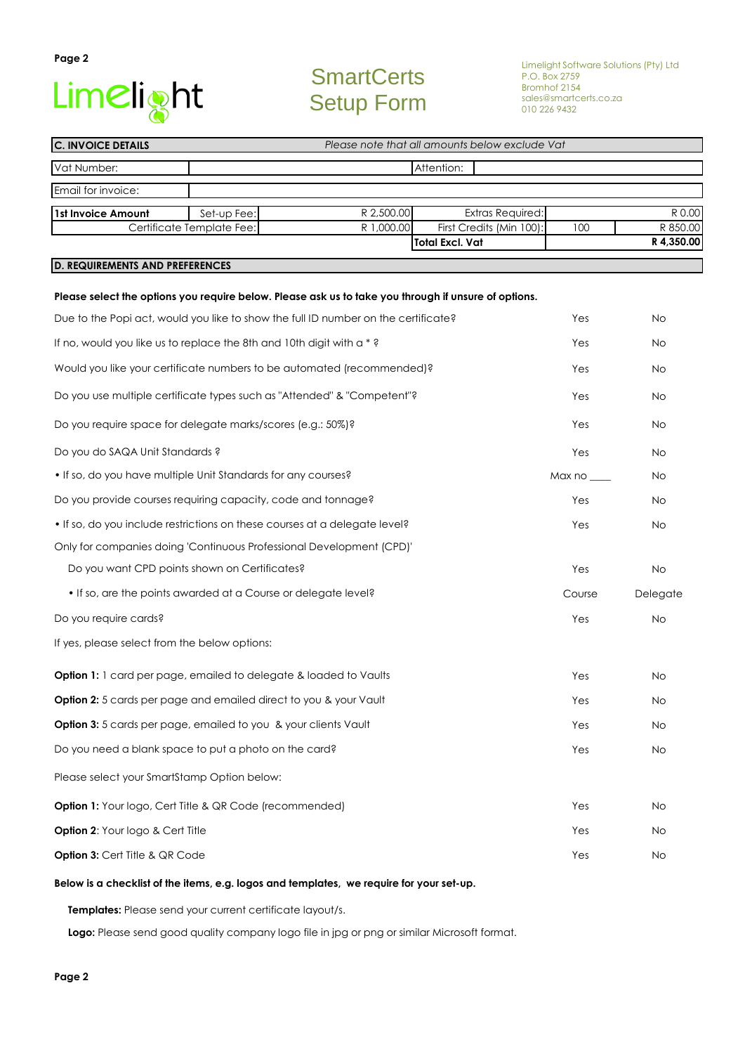Limelight

# SmartCerts Setup Form

Limelight Software Solutions (Pty) Ltd
P.O. Box 2759
Bromhof 2154
sales@smartcerts.co.za
010 226 9432

| **C. INVOICE DETAILS** | *Please note that all amounts below exclude Vat* | | | | |
|---|---|---|---|---|---|
| Vat Number: | | Attention: | | | |
| Email for invoice: | | | | | |
| **1st Invoice Amount** | Set-up Fee: | R 2,500.00 | Extras Required: | | R 0.00 |
| Certificate Template Fee: | | R 1,000.00 | First Credits (Min 100): | 100 | R 850.00 |
| | | | **Total Excl. Vat** | | **R 4,350.00** |

## D. REQUIREMENTS AND PREFERENCES

**Please select the options you require below. Please ask us to take you through if unsure of options.**

| | | |
|---|---|---|
| Due to the Popi act, would you like to show the full ID number on the certificate? | Yes | No |
| If no, would you like us to replace the 8th and 10th digit with a * ? | Yes | No |
| Would you like your certificate numbers to be automated (recommended)? | Yes | No |
| Do you use multiple certificate types such as "Attended" & "Competent"? | Yes | No |
| Do you require space for delegate marks/scores (e.g.: 50%)? | Yes | No |
| Do you do SAQA Unit Standards ? | Yes | No |
| • If so, do you have multiple Unit Standards for any courses? | Max no ____ | No |
| Do you provide courses requiring capacity, code and tonnage? | Yes | No |
| • If so, do you include restrictions on these courses at a delegate level? | Yes | No |
| Only for companies doing 'Continuous Professional Development (CPD)' | | |
| Do you want CPD points shown on Certificates? | Yes | No |
| • If so, are the points awarded at a Course or delegate level? | Course | Delegate |
| Do you require cards? | Yes | No |
| If yes, please select from the below options: | | |
| **Option 1:** 1 card per page, emailed to delegate & loaded to Vaults | Yes | No |
| **Option 2:** 5 cards per page and emailed direct to you & your Vault | Yes | No |
| **Option 3:** 5 cards per page, emailed to you & your clients Vault | Yes | No |
| Do you need a blank space to put a photo on the card? | Yes | No |
| Please select your SmartStamp Option below: | | |
| **Option 1:** Your logo, Cert Title & QR Code (recommended) | Yes | No |
| **Option 2**: Your logo & Cert Title | Yes | No |
| **Option 3:** Cert Title & QR Code | Yes | No |

**Below is a checklist of the items, e.g. logos and templates, we require for your set-up.**

**Templates:** Please send your current certificate layout/s.

**Logo:** Please send good quality company logo file in jpg or png or similar Microsoft format.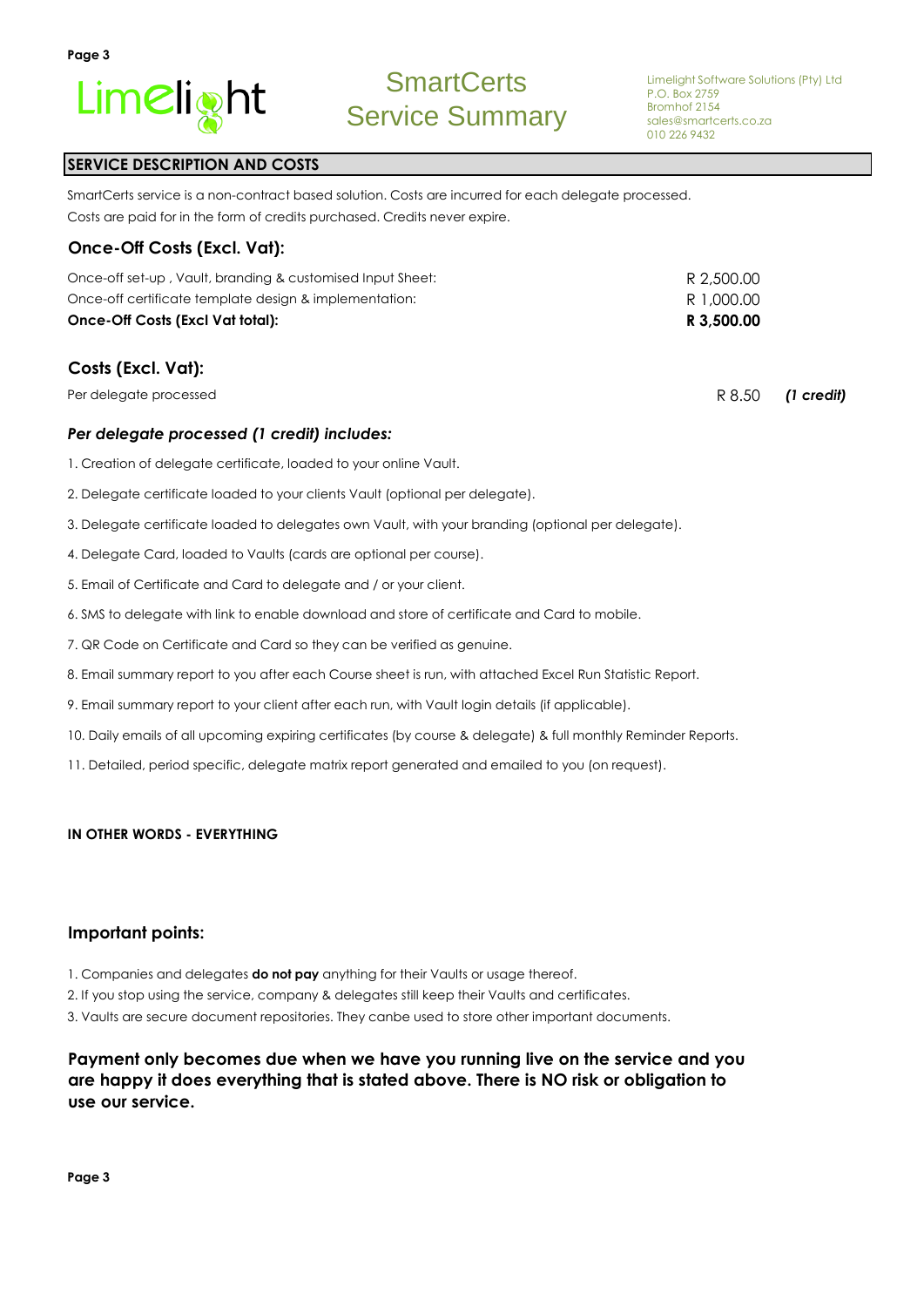# SmartCerts Service Summary

Limelight Software Solutions (Pty) Ltd
P.O. Box 2759
Bromhof 2154
sales@smartcerts.co.za
010 226 9432

## SERVICE DESCRIPTION AND COSTS

SmartCerts service is a non-contract based solution. Costs are incurred for each delegate processed.
Costs are paid for in the form of credits purchased. Credits never expire.

### Once-Off Costs (Excl. Vat):

| | |
|---|---|
| Once-off set-up , Vault, branding & customised Input Sheet: | R 2,500.00 |
| Once-off certificate template design & implementation: | R 1,000.00 |
| **Once-Off Costs (Excl Vat total):** | **R 3,500.00** |

### Costs (Excl. Vat):

| | | |
|---|---|---|
| Per delegate processed | R 8.50 | ***(1 credit)*** |

### *Per delegate processed (1 credit) includes:*

1. Creation of delegate certificate, loaded to your online Vault.
2. Delegate certificate loaded to your clients Vault (optional per delegate).
3. Delegate certificate loaded to delegates own Vault, with your branding (optional per delegate).
4. Delegate Card, loaded to Vaults (cards are optional per course).
5. Email of Certificate and Card to delegate and / or your client.
6. SMS to delegate with link to enable download and store of certificate and Card to mobile.
7. QR Code on Certificate and Card so they can be verified as genuine.
8. Email summary report to you after each Course sheet is run, with attached Excel Run Statistic Report.
9. Email summary report to your client after each run, with Vault login details (if applicable).
10. Daily emails of all upcoming expiring certificates (by course & delegate) & full monthly Reminder Reports.
11. Detailed, period specific, delegate matrix report generated and emailed to you (on request).

**IN OTHER WORDS - EVERYTHING**

### Important points:

1. Companies and delegates **do not pay** anything for their Vaults or usage thereof.
2. If you stop using the service, company & delegates still keep their Vaults and certificates.
3. Vaults are secure document repositories. They canbe used to store other important documents.

**Payment only becomes due when we have you running live on the service and you are happy it does everything that is stated above. There is NO risk or obligation to use our service.**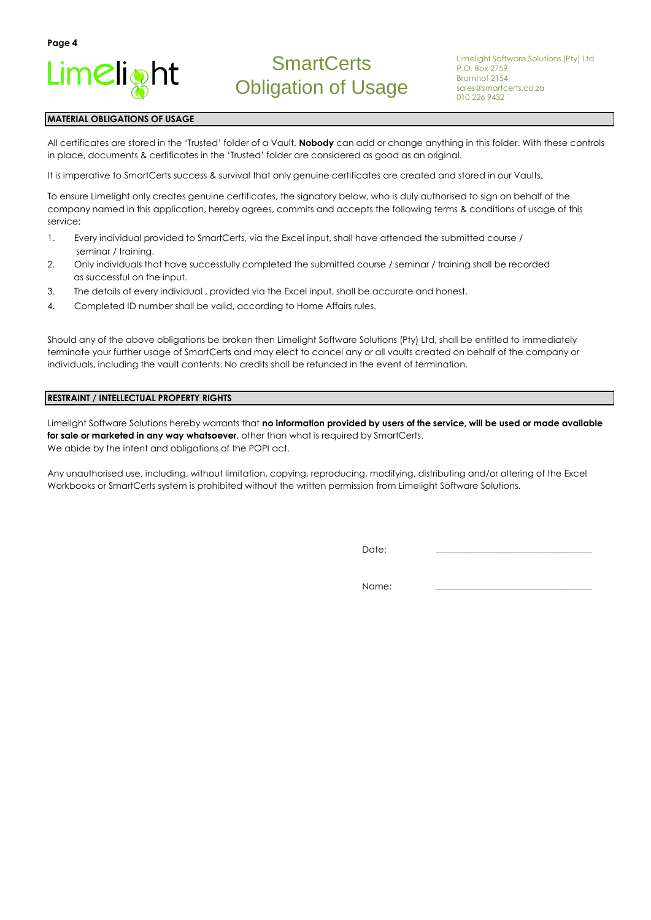Limelight

# SmartCerts Obligation of Usage

Limelight Software Solutions (Pty) Ltd
P.O. Box 2759
Bromhof 2154
sales@smartcerts.co.za
010 226 9432

## MATERIAL OBLIGATIONS OF USAGE

All certificates are stored in the 'Trusted' folder of a Vault. **Nobody** can add or change anything in this folder. With these controls in place, documents & certificates in the 'Trusted' folder are considered as good as an original.

It is imperative to SmartCerts success & survival that only genuine certificates are created and stored in our Vaults.

To ensure Limelight only creates genuine certificates, the signatory below, who is duly authorised to sign on behalf of the company named in this application, hereby agrees, commits and accepts the following terms & conditions of usage of this service;

1. Every individual provided to SmartCerts, via the Excel input, shall have attended the submitted course / seminar / training.
2. Only individuals that have successfully completed the submitted course / seminar / training shall be recorded as successful on the input.
3. The details of every individual , provided via the Excel input, shall be accurate and honest.
4. Completed ID number shall be valid, according to Home Affairs rules.

Should any of the above obligations be broken then Limelight Software Solutions (Pty) Ltd, shall be entitled to immediately terminate your further usage of SmartCerts and may elect to cancel any or all vaults created on behalf of the company or individuals, including the vault contents. No credits shall be refunded in the event of termination.

## RESTRAINT / INTELLECTUAL PROPERTY RIGHTS

Limelight Software Solutions hereby warrants that **no information provided by users of the service, will be used or made available for sale or marketed in any way whatsoever**, other than what is required by SmartCerts.
We abide by the intent and obligations of the POPI act.

Any unauthorised use, including, without limitation, copying, reproducing, modifying, distributing and/or altering of the Excel Workbooks or SmartCerts system is prohibited without the written permission from Limelight Software Solutions.

Date: ________________________________

Name: ________________________________